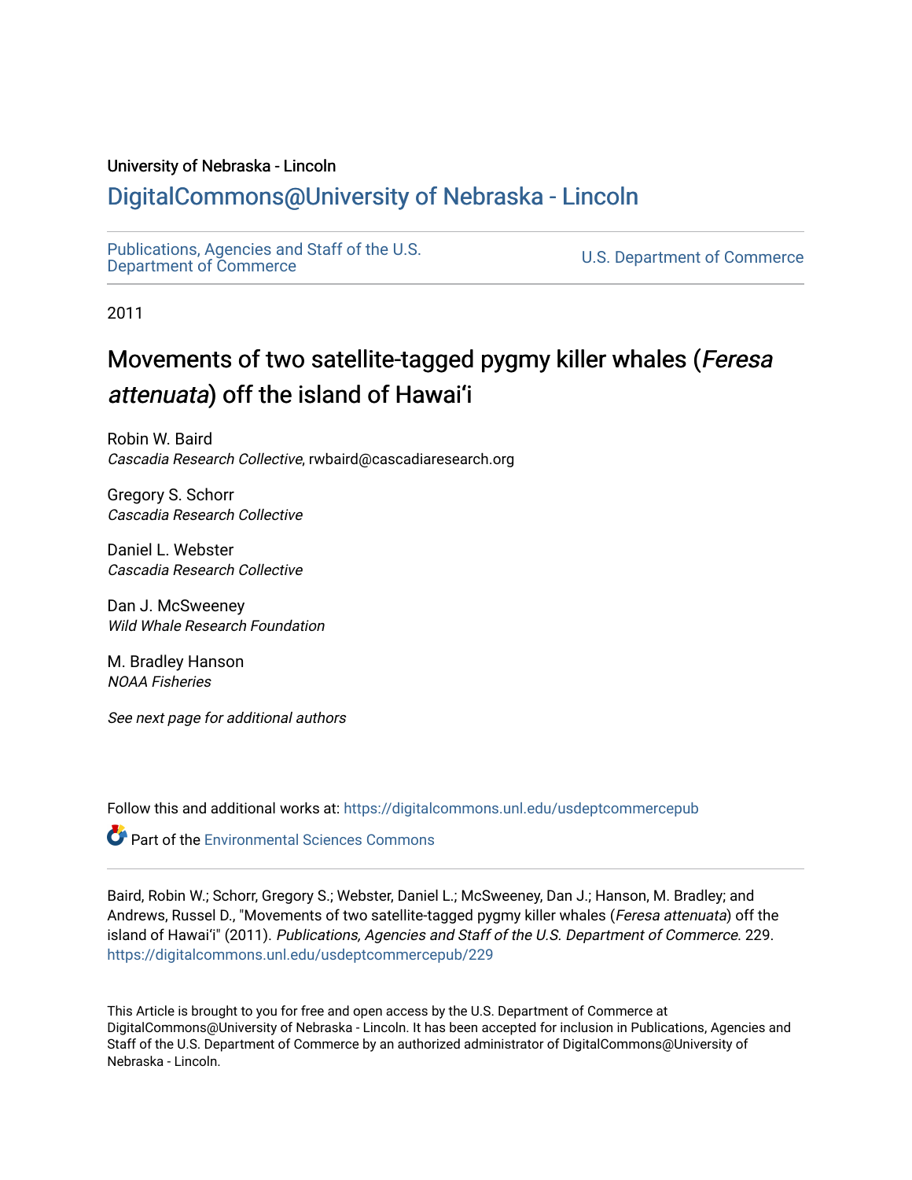University of Nebraska - Lincoln

## DigitalCommons@University of Nebraska - Lincoln

Publications, Agencies and Staff of the U.S. Department of Commerce

U.S. Department of Commerce

2011

# Movements of two satellite-tagged pygmy killer whales (*Feresa attenuata*) off the island of Hawai'i

Robin W. Baird
*Cascadia Research Collective*, rwbaird@cascadiaresearch.org

Gregory S. Schorr
*Cascadia Research Collective*

Daniel L. Webster
*Cascadia Research Collective*

Dan J. McSweeney
*Wild Whale Research Foundation*

M. Bradley Hanson
*NOAA Fisheries*

*See next page for additional authors*

Follow this and additional works at: https://digitalcommons.unl.edu/usdeptcommercepub

Part of the Environmental Sciences Commons

Baird, Robin W.; Schorr, Gregory S.; Webster, Daniel L.; McSweeney, Dan J.; Hanson, M. Bradley; and Andrews, Russel D., "Movements of two satellite-tagged pygmy killer whales (*Feresa attenuata*) off the island of Hawai'i" (2011). *Publications, Agencies and Staff of the U.S. Department of Commerce*. 229.
https://digitalcommons.unl.edu/usdeptcommercepub/229

This Article is brought to you for free and open access by the U.S. Department of Commerce at DigitalCommons@University of Nebraska - Lincoln. It has been accepted for inclusion in Publications, Agencies and Staff of the U.S. Department of Commerce by an authorized administrator of DigitalCommons@University of Nebraska - Lincoln.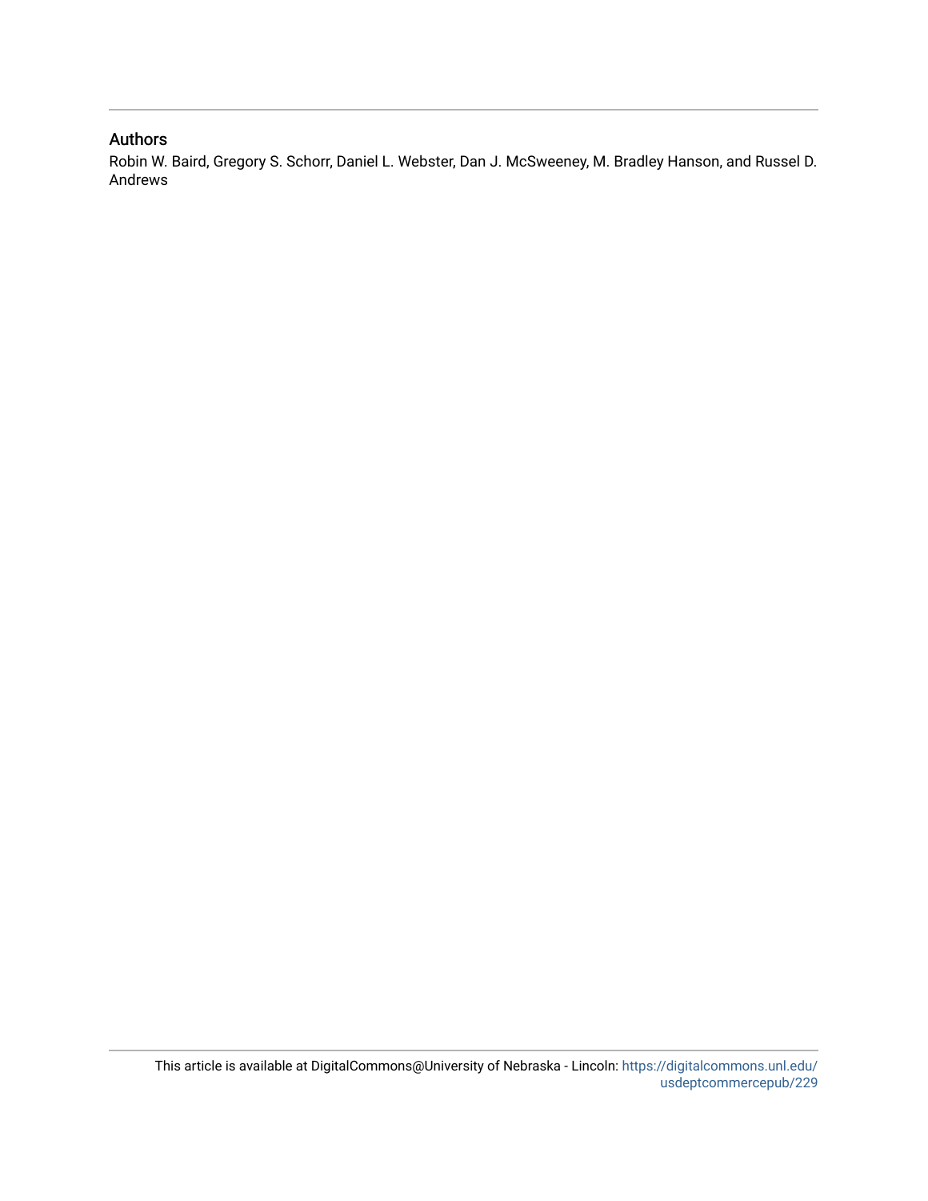## Authors

Robin W. Baird, Gregory S. Schorr, Daniel L. Webster, Dan J. McSweeney, M. Bradley Hanson, and Russel D. Andrews

This article is available at DigitalCommons@University of Nebraska - Lincoln: https://digitalcommons.unl.edu/usdeptcommercepub/229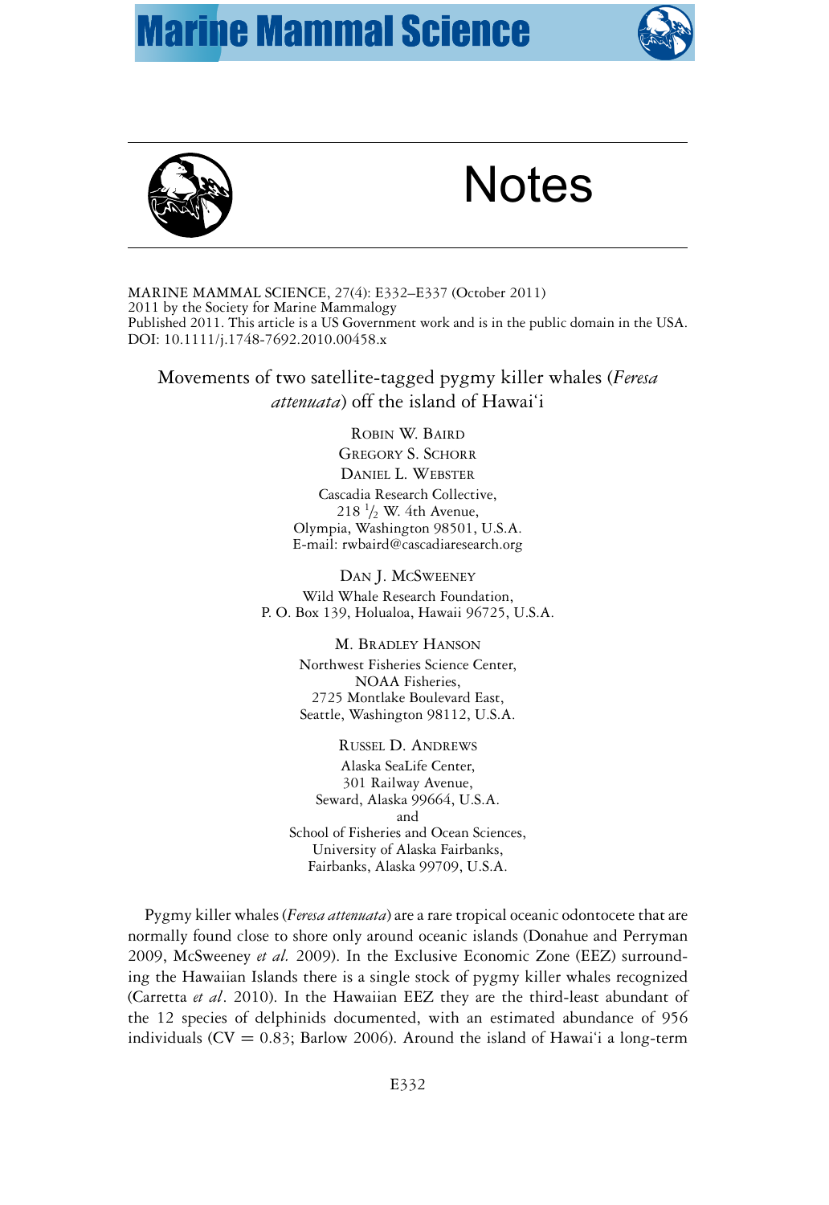# Notes

MARINE MAMMAL SCIENCE, 27(4): E332–E337 (October 2011)
2011 by the Society for Marine Mammalogy
Published 2011. This article is a US Government work and is in the public domain in the USA.
DOI: 10.1111/j.1748-7692.2010.00458.x

## Movements of two satellite-tagged pygmy killer whales (*Feresa attenuata*) off the island of Hawai'i

ROBIN W. BAIRD
GREGORY S. SCHORR
DANIEL L. WEBSTER
Cascadia Research Collective,
218 ½ W. 4th Avenue,
Olympia, Washington 98501, U.S.A.
E-mail: rwbaird@cascadiaresearch.org

DAN J. MCSWEENEY
Wild Whale Research Foundation,
P. O. Box 139, Holualoa, Hawaii 96725, U.S.A.

M. BRADLEY HANSON
Northwest Fisheries Science Center,
NOAA Fisheries,
2725 Montlake Boulevard East,
Seattle, Washington 98112, U.S.A.

RUSSEL D. ANDREWS
Alaska SeaLife Center,
301 Railway Avenue,
Seward, Alaska 99664, U.S.A.
and
School of Fisheries and Ocean Sciences,
University of Alaska Fairbanks,
Fairbanks, Alaska 99709, U.S.A.

Pygmy killer whales (*Feresa attenuata*) are a rare tropical oceanic odontocete that are normally found close to shore only around oceanic islands (Donahue and Perryman 2009, McSweeney *et al.* 2009). In the Exclusive Economic Zone (EEZ) surrounding the Hawaiian Islands there is a single stock of pygmy killer whales recognized (Carretta *et al*. 2010). In the Hawaiian EEZ they are the third-least abundant of the 12 species of delphinids documented, with an estimated abundance of 956 individuals (CV = 0.83; Barlow 2006). Around the island of Hawai'i a long-term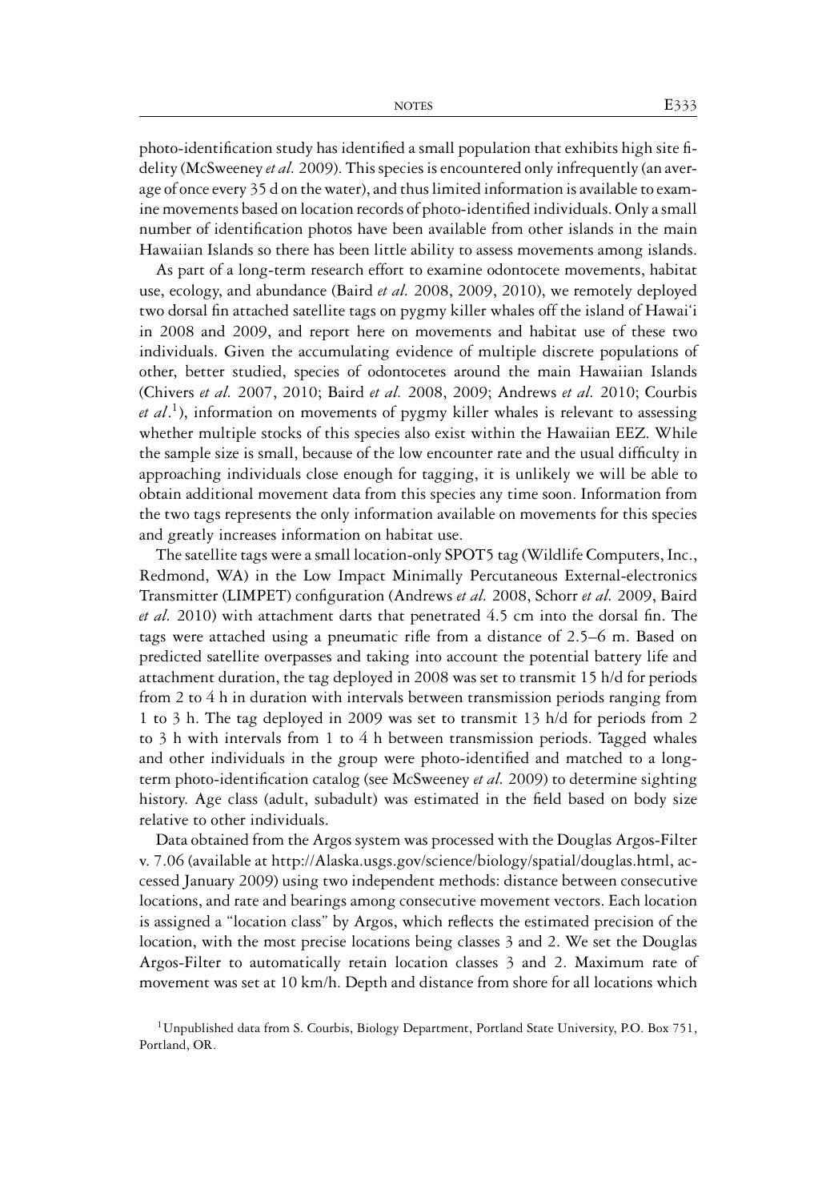photo-identification study has identified a small population that exhibits high site fidelity (McSweeney *et al.* 2009). This species is encountered only infrequently (an average of once every 35 d on the water), and thus limited information is available to examine movements based on location records of photo-identified individuals. Only a small number of identification photos have been available from other islands in the main Hawaiian Islands so there has been little ability to assess movements among islands.

As part of a long-term research effort to examine odontocete movements, habitat use, ecology, and abundance (Baird *et al.* 2008, 2009, 2010), we remotely deployed two dorsal fin attached satellite tags on pygmy killer whales off the island of Hawai'i in 2008 and 2009, and report here on movements and habitat use of these two individuals. Given the accumulating evidence of multiple discrete populations of other, better studied, species of odontocetes around the main Hawaiian Islands (Chivers *et al.* 2007, 2010; Baird *et al.* 2008, 2009; Andrews *et al.* 2010; Courbis *et al.*[1]), information on movements of pygmy killer whales is relevant to assessing whether multiple stocks of this species also exist within the Hawaiian EEZ. While the sample size is small, because of the low encounter rate and the usual difficulty in approaching individuals close enough for tagging, it is unlikely we will be able to obtain additional movement data from this species any time soon. Information from the two tags represents the only information available on movements for this species and greatly increases information on habitat use.

The satellite tags were a small location-only SPOT5 tag (Wildlife Computers, Inc., Redmond, WA) in the Low Impact Minimally Percutaneous External-electronics Transmitter (LIMPET) configuration (Andrews *et al.* 2008, Schorr *et al.* 2009, Baird *et al.* 2010) with attachment darts that penetrated 4.5 cm into the dorsal fin. The tags were attached using a pneumatic rifle from a distance of 2.5–6 m. Based on predicted satellite overpasses and taking into account the potential battery life and attachment duration, the tag deployed in 2008 was set to transmit 15 h/d for periods from 2 to 4 h in duration with intervals between transmission periods ranging from 1 to 3 h. The tag deployed in 2009 was set to transmit 13 h/d for periods from 2 to 3 h with intervals from 1 to 4 h between transmission periods. Tagged whales and other individuals in the group were photo-identified and matched to a long-term photo-identification catalog (see McSweeney *et al.* 2009) to determine sighting history. Age class (adult, subadult) was estimated in the field based on body size relative to other individuals.

Data obtained from the Argos system was processed with the Douglas Argos-Filter v. 7.06 (available at http://Alaska.usgs.gov/science/biology/spatial/douglas.html, accessed January 2009) using two independent methods: distance between consecutive locations, and rate and bearings among consecutive movement vectors. Each location is assigned a "location class" by Argos, which reflects the estimated precision of the location, with the most precise locations being classes 3 and 2. We set the Douglas Argos-Filter to automatically retain location classes 3 and 2. Maximum rate of movement was set at 10 km/h. Depth and distance from shore for all locations which

[1]Unpublished data from S. Courbis, Biology Department, Portland State University, P.O. Box 751, Portland, OR.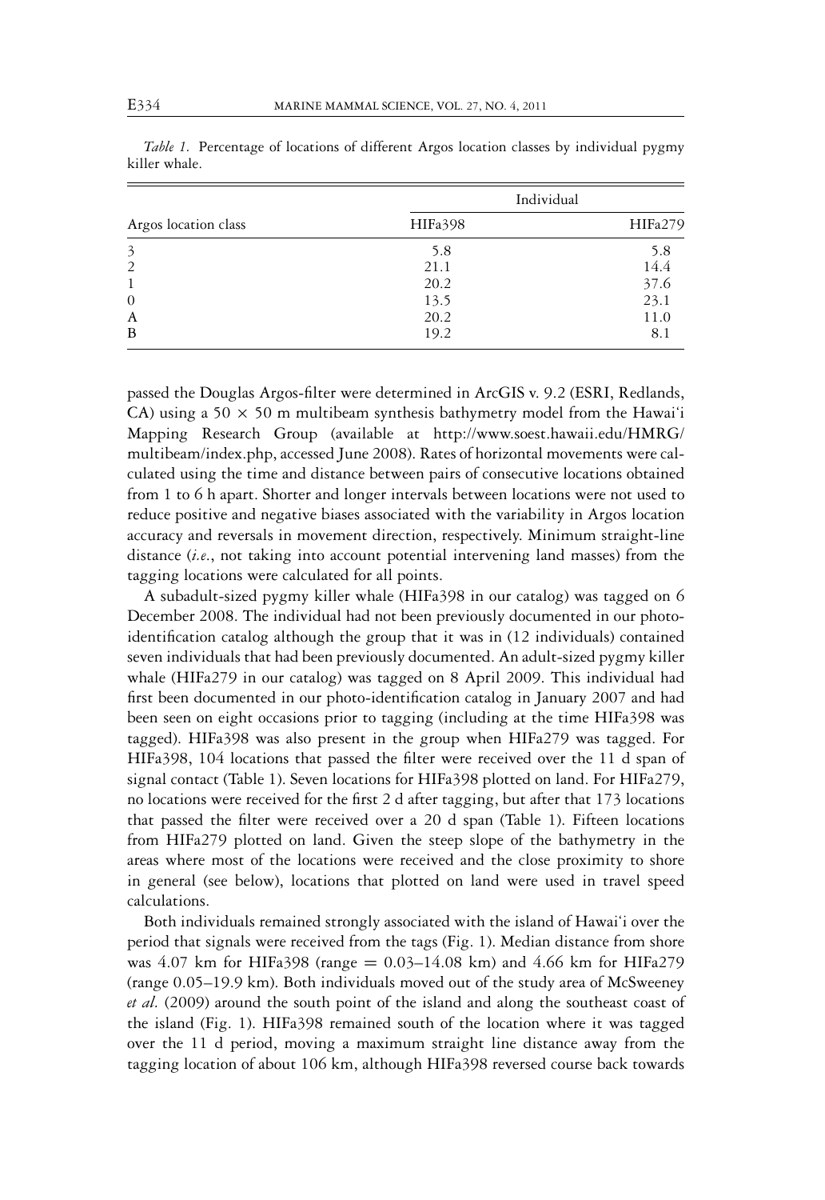*Table 1.* Percentage of locations of different Argos location classes by individual pygmy killer whale.

| Argos location class | Individual | |
|---|---|---|
| | HIFa398 | HIFa279 |
| 3 | 5.8 | 5.8 |
| 2 | 21.1 | 14.4 |
| 1 | 20.2 | 37.6 |
| 0 | 13.5 | 23.1 |
| A | 20.2 | 11.0 |
| B | 19.2 | 8.1 |

passed the Douglas Argos-filter were determined in ArcGIS v. 9.2 (ESRI, Redlands, CA) using a $50 \times 50$ m multibeam synthesis bathymetry model from the Hawai'i Mapping Research Group (available at http://www.soest.hawaii.edu/HMRG/multibeam/index.php, accessed June 2008). Rates of horizontal movements were calculated using the time and distance between pairs of consecutive locations obtained from 1 to 6 h apart. Shorter and longer intervals between locations were not used to reduce positive and negative biases associated with the variability in Argos location accuracy and reversals in movement direction, respectively. Minimum straight-line distance (*i.e.*, not taking into account potential intervening land masses) from the tagging locations were calculated for all points.

A subadult-sized pygmy killer whale (HIFa398 in our catalog) was tagged on 6 December 2008. The individual had not been previously documented in our photo-identification catalog although the group that it was in (12 individuals) contained seven individuals that had been previously documented. An adult-sized pygmy killer whale (HIFa279 in our catalog) was tagged on 8 April 2009. This individual had first been documented in our photo-identification catalog in January 2007 and had been seen on eight occasions prior to tagging (including at the time HIFa398 was tagged). HIFa398 was also present in the group when HIFa279 was tagged. For HIFa398, 104 locations that passed the filter were received over the 11 d span of signal contact (Table 1). Seven locations for HIFa398 plotted on land. For HIFa279, no locations were received for the first 2 d after tagging, but after that 173 locations that passed the filter were received over a 20 d span (Table 1). Fifteen locations from HIFa279 plotted on land. Given the steep slope of the bathymetry in the areas where most of the locations were received and the close proximity to shore in general (see below), locations that plotted on land were used in travel speed calculations.

Both individuals remained strongly associated with the island of Hawai'i over the period that signals were received from the tags (Fig. 1). Median distance from shore was 4.07 km for HIFa398 (range = 0.03–14.08 km) and 4.66 km for HIFa279 (range 0.05–19.9 km). Both individuals moved out of the study area of McSweeney *et al.* (2009) around the south point of the island and along the southeast coast of the island (Fig. 1). HIFa398 remained south of the location where it was tagged over the 11 d period, moving a maximum straight line distance away from the tagging location of about 106 km, although HIFa398 reversed course back towards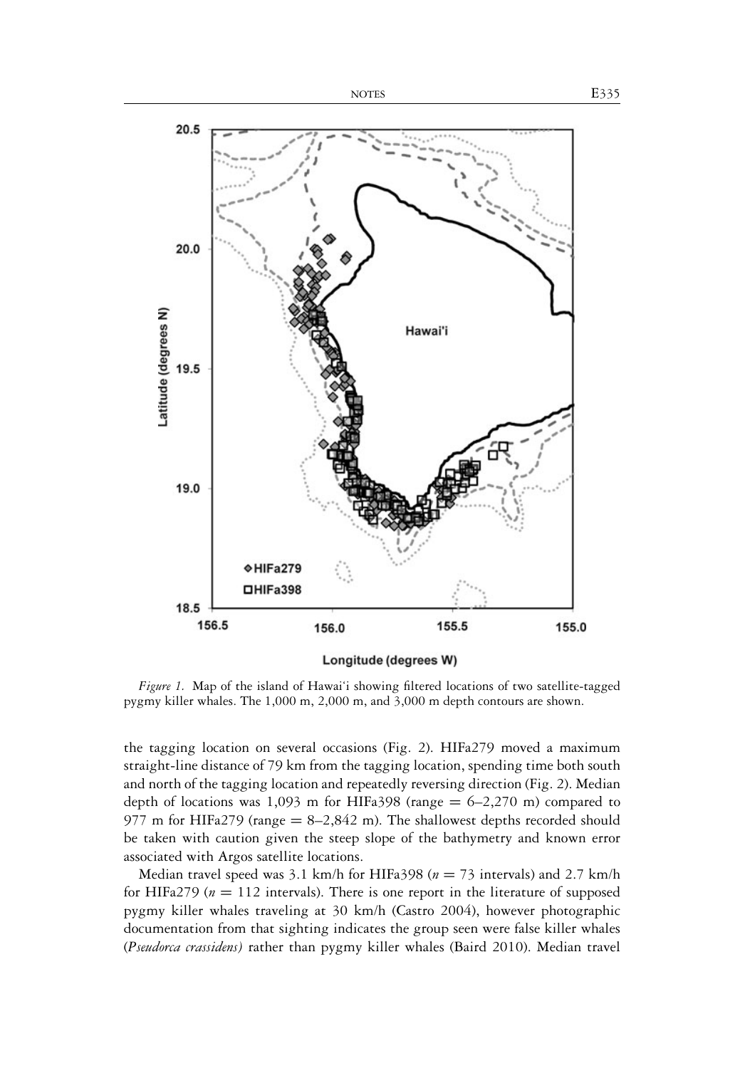*Figure 1.* Map of the island of Hawai'i showing filtered locations of two satellite-tagged pygmy killer whales. The 1,000 m, 2,000 m, and 3,000 m depth contours are shown.

the tagging location on several occasions (Fig. 2). HIFa279 moved a maximum straight-line distance of 79 km from the tagging location, spending time both south and north of the tagging location and repeatedly reversing direction (Fig. 2). Median depth of locations was 1,093 m for HIFa398 (range = 6–2,270 m) compared to 977 m for HIFa279 (range = 8–2,842 m). The shallowest depths recorded should be taken with caution given the steep slope of the bathymetry and known error associated with Argos satellite locations.

Median travel speed was 3.1 km/h for HIFa398 ($n$ = 73 intervals) and 2.7 km/h for HIFa279 ($n$ = 112 intervals). There is one report in the literature of supposed pygmy killer whales traveling at 30 km/h (Castro 2004), however photographic documentation from that sighting indicates the group seen were false killer whales (*Pseudorca crassidens*) rather than pygmy killer whales (Baird 2010). Median travel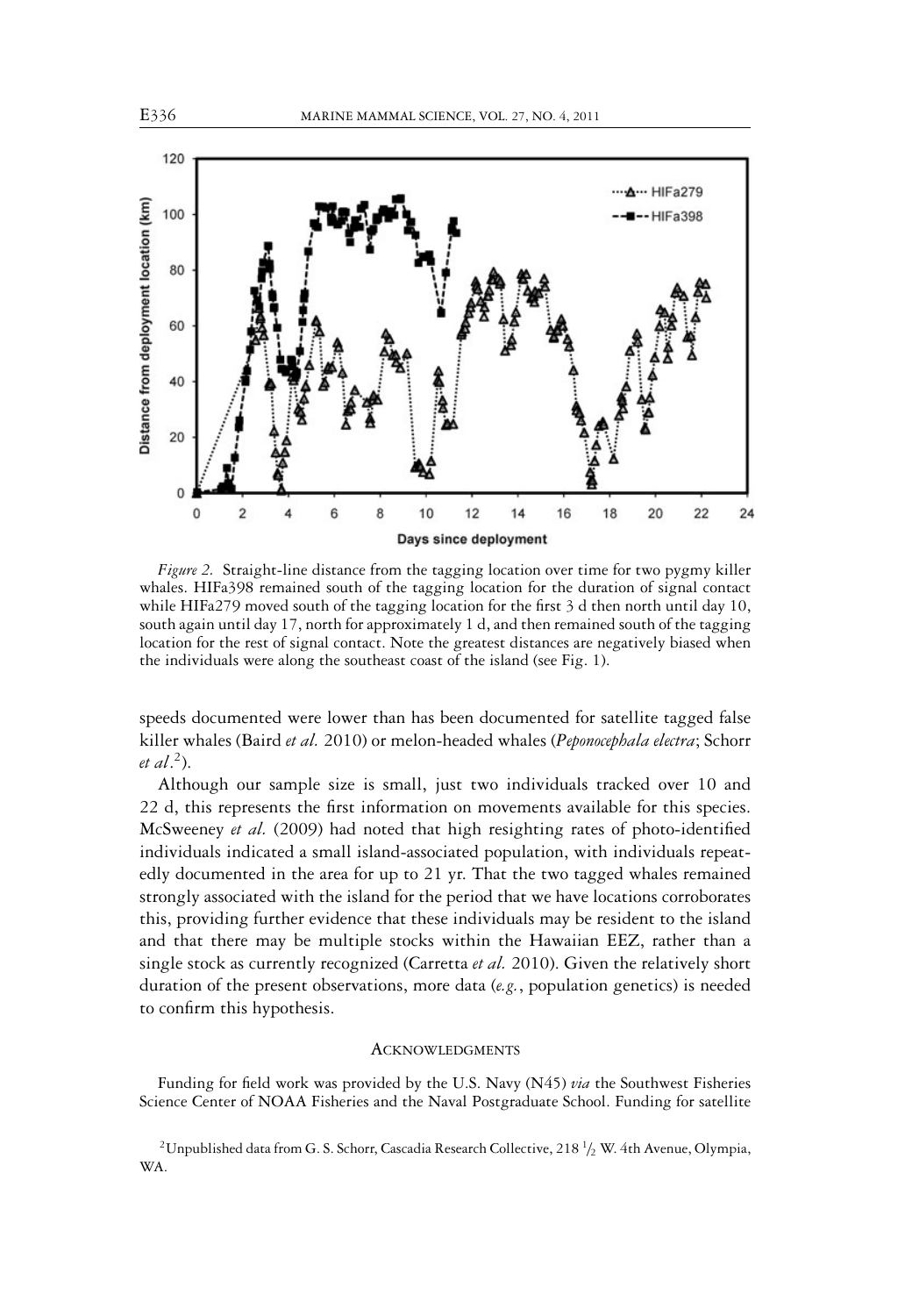*Figure 2.* Straight-line distance from the tagging location over time for two pygmy killer whales. HIFa398 remained south of the tagging location for the duration of signal contact while HIFa279 moved south of the tagging location for the first 3 d then north until day 10, south again until day 17, north for approximately 1 d, and then remained south of the tagging location for the rest of signal contact. Note the greatest distances are negatively biased when the individuals were along the southeast coast of the island (see Fig. 1).

speeds documented were lower than has been documented for satellite tagged false killer whales (Baird *et al.* 2010) or melon-headed whales (*Peponocephala electra*; Schorr *et al.*[2]).

Although our sample size is small, just two individuals tracked over 10 and 22 d, this represents the first information on movements available for this species. McSweeney *et al.* (2009) had noted that high resighting rates of photo-identified individuals indicated a small island-associated population, with individuals repeatedly documented in the area for up to 21 yr. That the two tagged whales remained strongly associated with the island for the period that we have locations corroborates this, providing further evidence that these individuals may be resident to the island and that there may be multiple stocks within the Hawaiian EEZ, rather than a single stock as currently recognized (Carretta *et al.* 2010). Given the relatively short duration of the present observations, more data (*e.g.*, population genetics) is needed to confirm this hypothesis.

## Acknowledgments

Funding for field work was provided by the U.S. Navy (N45) *via* the Southwest Fisheries Science Center of NOAA Fisheries and the Naval Postgraduate School. Funding for satellite

[2]Unpublished data from G. S. Schorr, Cascadia Research Collective, 218 ½ W. 4th Avenue, Olympia, WA.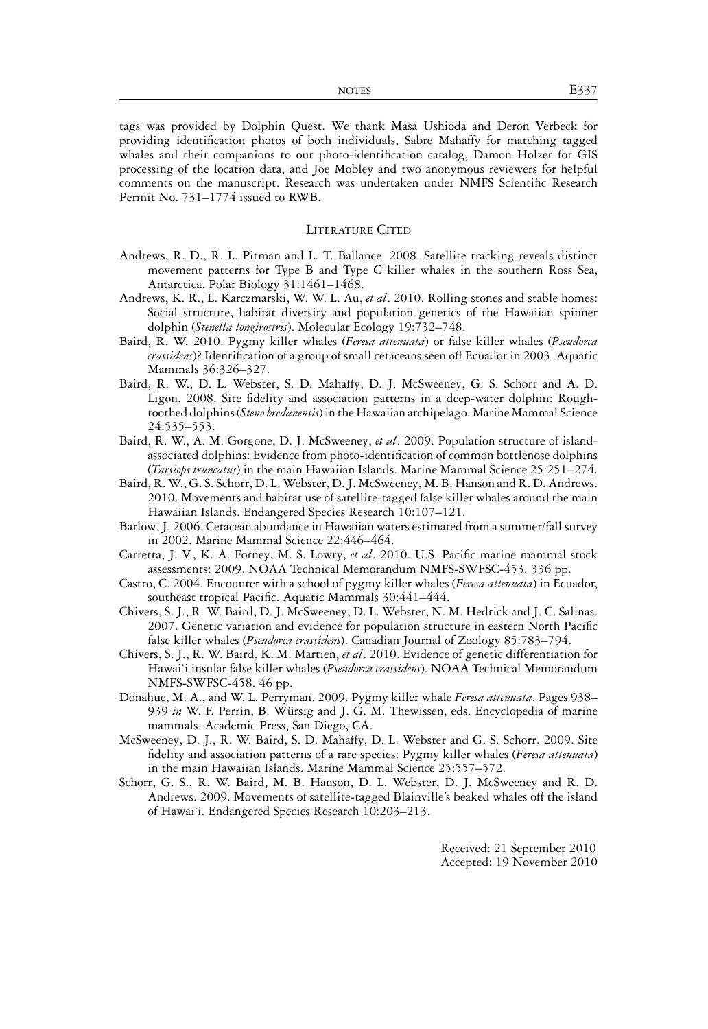tags was provided by Dolphin Quest. We thank Masa Ushioda and Deron Verbeck for providing identification photos of both individuals, Sabre Mahaffy for matching tagged whales and their companions to our photo-identification catalog, Damon Holzer for GIS processing of the location data, and Joe Mobley and two anonymous reviewers for helpful comments on the manuscript. Research was undertaken under NMFS Scientific Research Permit No. 731–1774 issued to RWB.

## Literature Cited

Andrews, R. D., R. L. Pitman and L. T. Ballance. 2008. Satellite tracking reveals distinct movement patterns for Type B and Type C killer whales in the southern Ross Sea, Antarctica. Polar Biology 31:1461–1468.

Andrews, K. R., L. Karczmarski, W. W. L. Au, *et al*. 2010. Rolling stones and stable homes: Social structure, habitat diversity and population genetics of the Hawaiian spinner dolphin (*Stenella longirostris*). Molecular Ecology 19:732–748.

Baird, R. W. 2010. Pygmy killer whales (*Feresa attenuata*) or false killer whales (*Pseudorca crassidens*)? Identification of a group of small cetaceans seen off Ecuador in 2003. Aquatic Mammals 36:326–327.

Baird, R. W., D. L. Webster, S. D. Mahaffy, D. J. McSweeney, G. S. Schorr and A. D. Ligon. 2008. Site fidelity and association patterns in a deep-water dolphin: Rough-toothed dolphins (*Steno bredanensis*) in the Hawaiian archipelago. Marine Mammal Science 24:535–553.

Baird, R. W., A. M. Gorgone, D. J. McSweeney, *et al*. 2009. Population structure of island-associated dolphins: Evidence from photo-identification of common bottlenose dolphins (*Tursiops truncatus*) in the main Hawaiian Islands. Marine Mammal Science 25:251–274.

Baird, R. W., G. S. Schorr, D. L. Webster, D. J. McSweeney, M. B. Hanson and R. D. Andrews. 2010. Movements and habitat use of satellite-tagged false killer whales around the main Hawaiian Islands. Endangered Species Research 10:107–121.

Barlow, J. 2006. Cetacean abundance in Hawaiian waters estimated from a summer/fall survey in 2002. Marine Mammal Science 22:446–464.

Carretta, J. V., K. A. Forney, M. S. Lowry, *et al*. 2010. U.S. Pacific marine mammal stock assessments: 2009. NOAA Technical Memorandum NMFS-SWFSC-453. 336 pp.

Castro, C. 2004. Encounter with a school of pygmy killer whales (*Feresa attenuata*) in Ecuador, southeast tropical Pacific. Aquatic Mammals 30:441–444.

Chivers, S. J., R. W. Baird, D. J. McSweeney, D. L. Webster, N. M. Hedrick and J. C. Salinas. 2007. Genetic variation and evidence for population structure in eastern North Pacific false killer whales (*Pseudorca crassidens*). Canadian Journal of Zoology 85:783–794.

Chivers, S. J., R. W. Baird, K. M. Martien, *et al*. 2010. Evidence of genetic differentiation for Hawai'i insular false killer whales (*Pseudorca crassidens*). NOAA Technical Memorandum NMFS-SWFSC-458. 46 pp.

Donahue, M. A., and W. L. Perryman. 2009. Pygmy killer whale *Feresa attenuata*. Pages 938–939 *in* W. F. Perrin, B. Würsig and J. G. M. Thewissen, eds. Encyclopedia of marine mammals. Academic Press, San Diego, CA.

McSweeney, D. J., R. W. Baird, S. D. Mahaffy, D. L. Webster and G. S. Schorr. 2009. Site fidelity and association patterns of a rare species: Pygmy killer whales (*Feresa attenuata*) in the main Hawaiian Islands. Marine Mammal Science 25:557–572.

Schorr, G. S., R. W. Baird, M. B. Hanson, D. L. Webster, D. J. McSweeney and R. D. Andrews. 2009. Movements of satellite-tagged Blainville's beaked whales off the island of Hawai'i. Endangered Species Research 10:203–213.

Received: 21 September 2010
Accepted: 19 November 2010